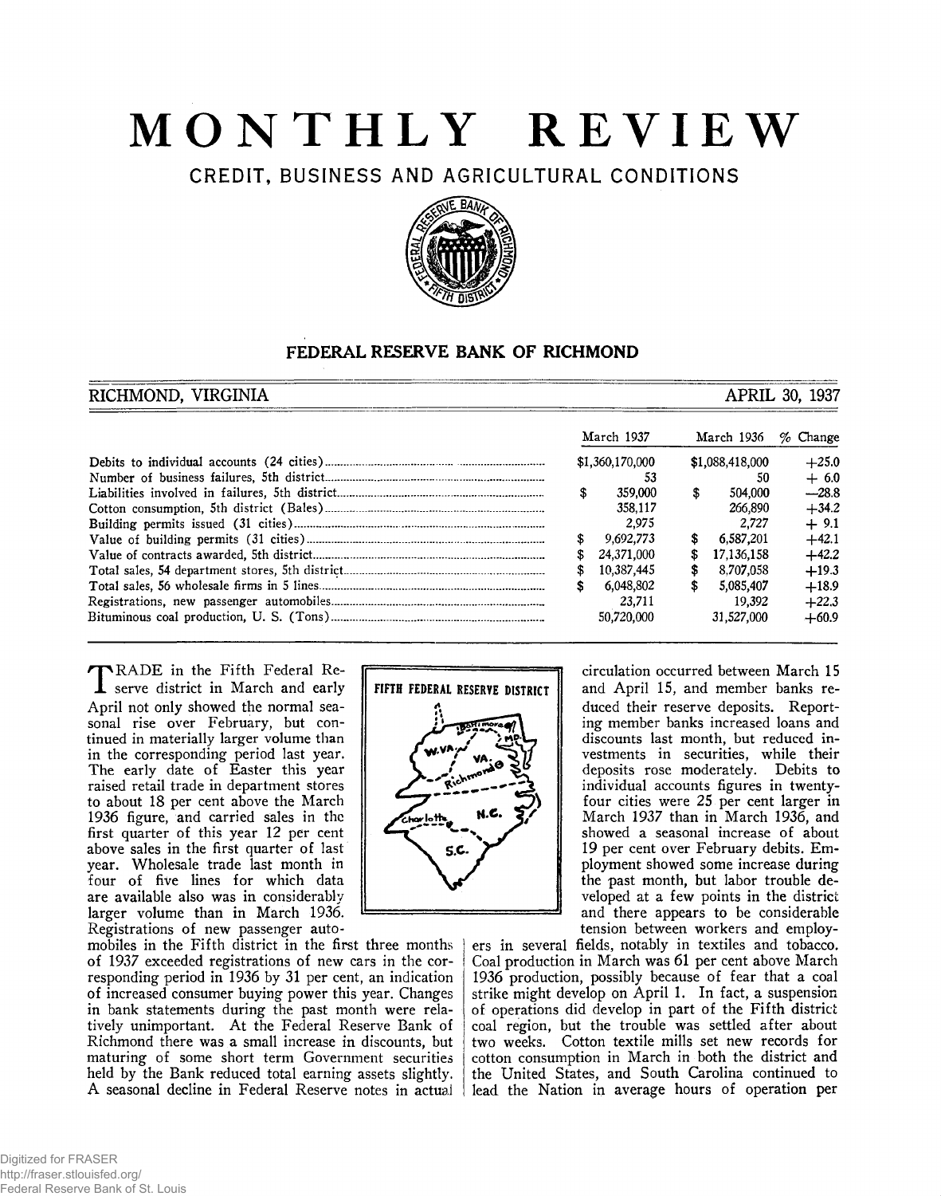# MONTHLY REVIEW

## CREDIT, BUSINESS AND AGRICULTURAL CONDITIONS

### FEDERAL RESERVE BANK OF RICHMOND

RICHMOND, VIRGINIA — APRIL 30, 1937

| | March 1937 | March 1936 | % Change |
|---|---|---|---|
| Debits to individual accounts (24 cities) | $1,360,170,000 | $1,088,418,000 | +25.0 |
| Number of business failures, 5th district | 53 | 50 | + 6.0 |
| Liabilities involved in failures, 5th district | $ 359,000 | $ 504,000 | —28.8 |
| Cotton consumption, 5th district (Bales) | 358,117 | 266,890 | +34.2 |
| Building permits issued (31 cities) | 2,975 | 2,727 | + 9.1 |
| Value of building permits (31 cities) | $ 9,692,773 | $ 6,587,201 | +42.1 |
| Value of contracts awarded, 5th district | $ 24,371,000 | $ 17,136,158 | +42.2 |
| Total sales, 54 department stores, 5th district | $ 10,387,445 | $ 8,707,058 | +19.3 |
| Total sales, 56 wholesale firms in 5 lines | $ 6,048,802 | $ 5,085,407 | +18.9 |
| Registrations, new passenger automobiles | 23,711 | 19,392 | +22.3 |
| Bituminous coal production, U. S. (Tons) | 50,720,000 | 31,527,000 | +60.9 |

FIFTH FEDERAL RESERVE DISTRICT

TRADE in the Fifth Federal Reserve district in March and early April not only showed the normal seasonal rise over February, but continued in materially larger volume than in the corresponding period last year. The early date of Easter this year raised retail trade in department stores to about 18 per cent above the March 1936 figure, and carried sales in the first quarter of this year 12 per cent above sales in the first quarter of last year. Wholesale trade last month in four of five lines for which data are available also was in considerably larger volume than in March 1936. Registrations of new passenger automobiles in the Fifth district in the first three months of 1937 exceeded registrations of new cars in the corresponding period in 1936 by 31 per cent, an indication of increased consumer buying power this year. Changes in bank statements during the past month were relatively unimportant. At the Federal Reserve Bank of Richmond there was a small increase in discounts, but maturing of some short term Government securities held by the Bank reduced total earning assets slightly. A seasonal decline in Federal Reserve notes in actual circulation occurred between March 15 and April 15, and member banks reduced their reserve deposits. Reporting member banks increased loans and discounts last month, but reduced investments in securities, while their deposits rose moderately. Debits to individual accounts figures in twenty-four cities were 25 per cent larger in March 1937 than in March 1936, and showed a seasonal increase of about 19 per cent over February debits. Employment showed some increase during the past month, but labor trouble developed at a few points in the district and there appears to be considerable tension between workers and employers in several fields, notably in textiles and tobacco. Coal production in March was 61 per cent above March 1936 production, possibly because of fear that a coal strike might develop on April 1. In fact, a suspension of operations did develop in part of the Fifth district coal region, but the trouble was settled after about two weeks. Cotton textile mills set new records for cotton consumption in March in both the district and the United States, and South Carolina continued to lead the Nation in average hours of operation per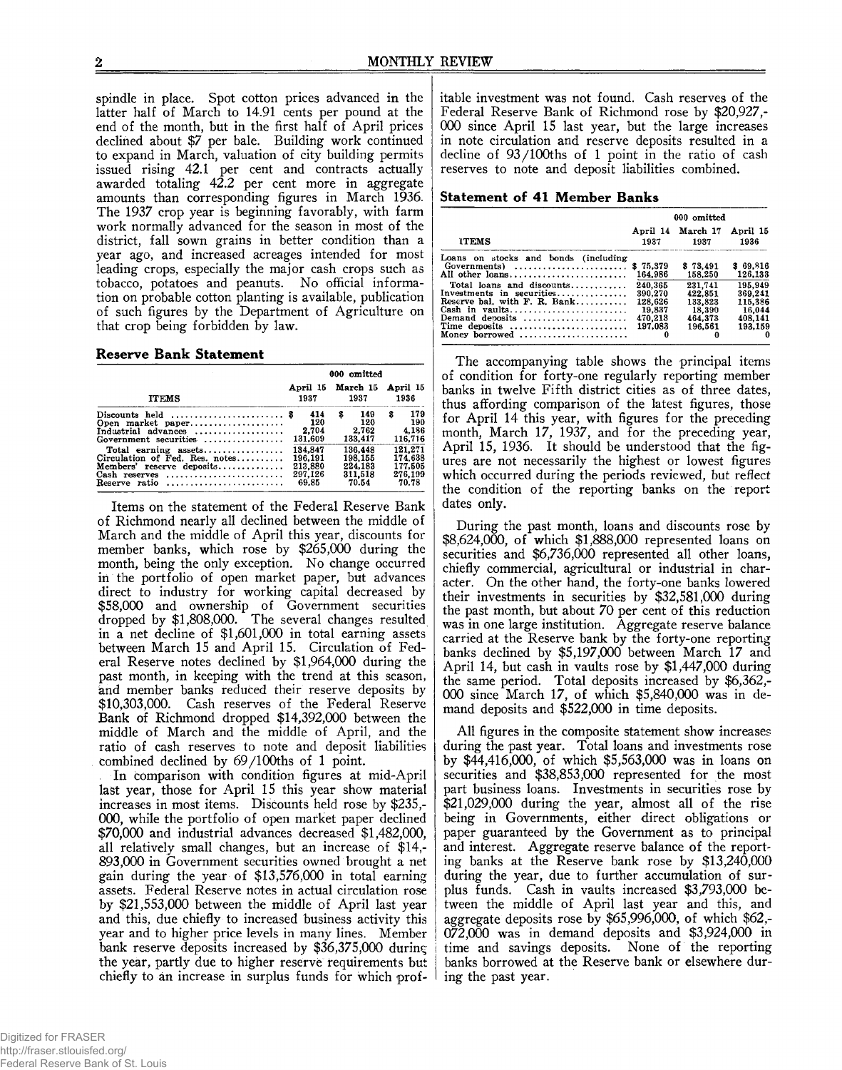spindle in place. Spot cotton prices advanced in the latter half of March to 14.91 cents per pound at the end of the month, but in the first half of April prices declined about $7 per bale. Building work continued to expand in March, valuation of city building permits issued rising 42.1 per cent and contracts actually awarded totaling 42.2 per cent more in aggregate amounts than corresponding figures in March 1936. The 1937 crop year is beginning favorably, with farm work normally advanced for the season in most of the district, fall sown grains in better condition than a year ago, and increased acreages intended for most leading crops, especially the major cash crops such as tobacco, potatoes and peanuts. No official information on probable cotton planting is available, publication of such figures by the Department of Agriculture on that crop being forbidden by law.

### Reserve Bank Statement

| | 000 omitted | | |
|---|---|---|---|
| ITEMS | April 15 1937 | March 15 1937 | April 15 1936 |
| Discounts held | $ 414 | $ 149 | $ 179 |
| Open market paper | 120 | 120 | 190 |
| Industrial advances | 2,704 | 2,762 | 4,186 |
| Government securities | 131,609 | 133,417 | 116,716 |
| Total earning assets | 134,847 | 136,448 | 121,271 |
| Circulation of Fed. Res. notes | 196,191 | 198,155 | 174,638 |
| Members' reserve deposits | 213,880 | 224,183 | 177,505 |
| Cash reserves | 297,126 | 311,518 | 276,199 |
| Reserve ratio | 69.85 | 70.54 | 70.78 |

Items on the statement of the Federal Reserve Bank of Richmond nearly all declined between the middle of March and the middle of April this year, discounts for member banks, which rose by $265,000 during the month, being the only exception. No change occurred in the portfolio of open market paper, but advances direct to industry for working capital decreased by $58,000 and ownership of Government securities dropped by $1,808,000. The several changes resulted in a net decline of $1,601,000 in total earning assets between March 15 and April 15. Circulation of Federal Reserve notes declined by $1,964,000 during the past month, in keeping with the trend at this season, and member banks reduced their reserve deposits by $10,303,000. Cash reserves of the Federal Reserve Bank of Richmond dropped $14,392,000 between the middle of March and the middle of April, and the ratio of cash reserves to note and deposit liabilities combined declined by 69/100ths of 1 point.

In comparison with condition figures at mid-April last year, those for April 15 this year show material increases in most items. Discounts held rose by $235,000, while the portfolio of open market paper declined $70,000 and industrial advances decreased $1,482,000, all relatively small changes, but an increase of $14,893,000 in Government securities owned brought a net gain during the year of $13,576,000 in total earning assets. Federal Reserve notes in actual circulation rose by $21,553,000 between the middle of April last year and this, due chiefly to increased business activity this year and to higher price levels in many lines. Member bank reserve deposits increased by $36,375,000 during the year, partly due to higher reserve requirements but chiefly to an increase in surplus funds for which profitable investment was not found. Cash reserves of the Federal Reserve Bank of Richmond rose by $20,927,000 since April 15 last year, but the large increases in note circulation and reserve deposits resulted in a decline of 93/100ths of 1 point in the ratio of cash reserves to note and deposit liabilities combined.

### Statement of 41 Member Banks

| | 000 omitted | | |
|---|---|---|---|
| ITEMS | April 14 1937 | March 17 1937 | April 15 1936 |
| Loans on stocks and bonds (including Governments) | $ 75,379 | $ 73,491 | $ 69,816 |
| All other loans | 164,986 | 158,250 | 126,133 |
| Total loans and discounts | 240,365 | 231,741 | 195,949 |
| Investments in securities | 390,270 | 422,851 | 369,241 |
| Reserve bal. with F. R. Bank | 128,626 | 133,823 | 115,386 |
| Cash in vaults | 19,837 | 18,390 | 16,044 |
| Demand deposits | 470,213 | 464,373 | 408,141 |
| Time deposits | 197,083 | 196,561 | 193,159 |
| Money borrowed | 0 | 0 | 0 |

The accompanying table shows the principal items of condition for forty-one regularly reporting member banks in twelve Fifth district cities as of three dates, thus affording comparison of the latest figures, those for April 14 this year, with figures for the preceding month, March 17, 1937, and for the preceding year, April 15, 1936. It should be understood that the figures are not necessarily the highest or lowest figures which occurred during the periods reviewed, but reflect the condition of the reporting banks on the report dates only.

During the past month, loans and discounts rose by $8,624,000, of which $1,888,000 represented loans on securities and $6,736,000 represented all other loans, chiefly commercial, agricultural or industrial in character. On the other hand, the forty-one banks lowered their investments in securities by $32,581,000 during the past month, but about 70 per cent of this reduction was in one large institution. Aggregate reserve balance carried at the Reserve bank by the forty-one reporting banks declined by $5,197,000 between March 17 and April 14, but cash in vaults rose by $1,447,000 during the same period. Total deposits increased by $6,362,000 since March 17, of which $5,840,000 was in demand deposits and $522,000 in time deposits.

All figures in the composite statement show increases during the past year. Total loans and investments rose by $44,416,000, of which $5,563,000 was in loans on securities and $38,853,000 represented for the most part business loans. Investments in securities rose by $21,029,000 during the year, almost all of the rise being in Governments, either direct obligations or paper guaranteed by the Government as to principal and interest. Aggregate reserve balance of the reporting banks at the Reserve bank rose by $13,240,000 during the year, due to further accumulation of surplus funds. Cash in vaults increased $3,793,000 between the middle of April last year and this, and aggregate deposits rose by $65,996,000, of which $62,072,000 was in demand deposits and $3,924,000 in time and savings deposits. None of the reporting banks borrowed at the Reserve bank or elsewhere during the past year.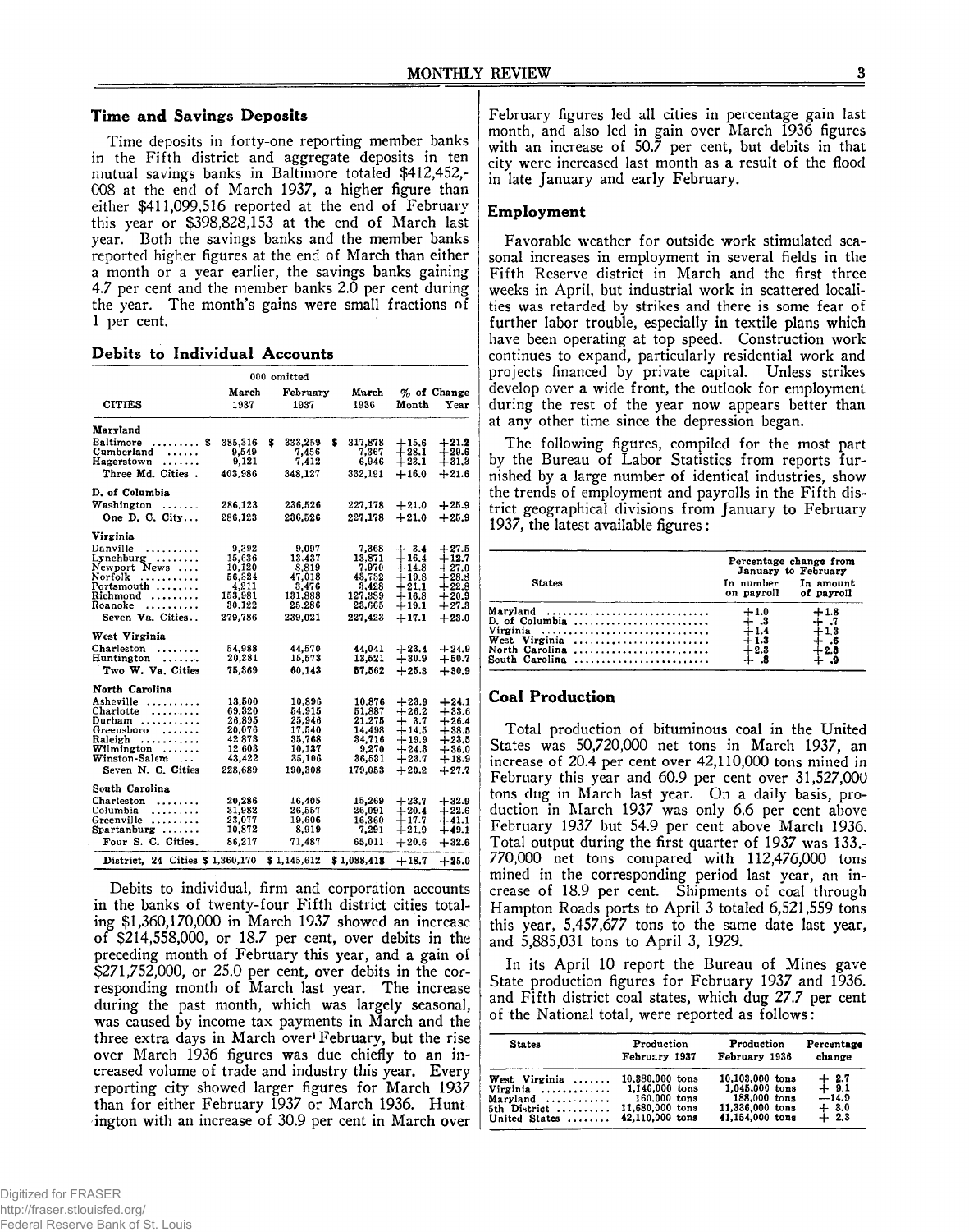## Time and Savings Deposits

Time deposits in forty-one reporting member banks in the Fifth district and aggregate deposits in ten mutual savings banks in Baltimore totaled $412,452,008 at the end of March 1937, a higher figure than either $411,099,516 reported at the end of February this year or $398,828,153 at the end of March last year. Both the savings banks and the member banks reported higher figures at the end of March than either a month or a year earlier, the savings banks gaining 4.7 per cent and the member banks 2.0 per cent during the year. The month's gains were small fractions of 1 per cent.

## Debits to Individual Accounts

| CITIES | March 1937 | February 1937 | March 1936 | % of Change Month | % of Change Year |
|---|---|---|---|---|---|
| | 000 omitted | | | | |
| **Maryland** | | | | | |
| Baltimore | $ 385,316 | $ 333,259 | $ 317,878 | +15.6 | +21.2 |
| Cumberland | 9,549 | 7,456 | 7,367 | +28.1 | +29.6 |
| Hagerstown | 9,121 | 7,412 | 6,946 | +23.1 | +31.3 |
| Three Md. Cities | 403,986 | 348,127 | 332,191 | +16.0 | +21.6 |
| **D. of Columbia** | | | | | |
| Washington | 286,123 | 236,526 | 227,178 | +21.0 | +25.9 |
| One D. C. City | 286,123 | 236,526 | 227,178 | +21.0 | +25.9 |
| **Virginia** | | | | | |
| Danville | 9,392 | 9,097 | 7,368 | + 3.4 | +27.5 |
| Lynchburg | 15,636 | 13,437 | 13,871 | +16.4 | +12.7 |
| Newport News | 10,120 | 8,819 | 7,970 | +14.8 | +27.0 |
| Norfolk | 56,324 | 47,018 | 43,732 | +19.8 | +28.8 |
| Portsmouth | 4,211 | 3,476 | 3,428 | +21.1 | +22.8 |
| Richmond | 153,981 | 131,888 | 127,389 | +16.8 | +20.9 |
| Roanoke | 30,122 | 25,286 | 23,665 | +19.1 | +27.3 |
| Seven Va. Cities | 279,786 | 239,021 | 227,423 | +17.1 | +23.0 |
| **West Virginia** | | | | | |
| Charleston | 54,988 | 44,570 | 44,041 | +23.4 | +24.9 |
| Huntington | 20,281 | 15,573 | 13,521 | +30.9 | +50.7 |
| Two W. Va. Cities | 75,369 | 60,143 | 57,562 | +25.3 | +30.9 |
| **North Carolina** | | | | | |
| Asheville | 13,500 | 10,896 | 10,876 | +23.9 | +24.1 |
| Charlotte | 69,320 | 54,915 | 51,887 | +26.2 | +33.6 |
| Durham | 26,895 | 25,946 | 21,275 | + 3.7 | +26.4 |
| Greensboro | 20,076 | 17,540 | 14,498 | +14.5 | +38.5 |
| Raleigh | 42,873 | 35,768 | 34,716 | +19.9 | +23.5 |
| Wilmington | 12,603 | 10,137 | 9,270 | +24.3 | +36.0 |
| Winston-Salem | 43,422 | 35,106 | 36,531 | +23.7 | +18.9 |
| Seven N. C. Cities | 228,689 | 190,308 | 179,053 | +20.2 | +27.7 |
| **South Carolina** | | | | | |
| Charleston | 20,286 | 16,405 | 15,269 | +23.7 | +32.9 |
| Columbia | 31,982 | 26,557 | 26,091 | +20.4 | +22.6 |
| Greenville | 23,077 | 19,606 | 16,360 | +17.7 | +41.1 |
| Spartanburg | 10,872 | 8,919 | 7,291 | +21.9 | +49.1 |
| Four S. C. Cities | 86,217 | 71,487 | 65,011 | +20.6 | +32.6 |
| District, 24 Cities | $ 1,360,170 | $ 1,145,612 | $ 1,088,418 | +18.7 | +25.0 |

Debits to individual, firm and corporation accounts in the banks of twenty-four Fifth district cities totaling $1,360,170,000 in March 1937 showed an increase of $214,558,000, or 18.7 per cent, over debits in the preceding month of February this year, and a gain of $271,752,000, or 25.0 per cent, over debits in the corresponding month of March last year. The increase during the past month, which was largely seasonal, was caused by income tax payments in March and the three extra days in March over February, but the rise over March 1936 figures was due chiefly to an increased volume of trade and industry this year. Every reporting city showed larger figures for March 1937 than for either February 1937 or March 1936. Huntington with an increase of 30.9 per cent in March over February figures led all cities in percentage gain last month, and also led in gain over March 1936 figures with an increase of 50.7 per cent, but debits in that city were increased last month as a result of the flood in late January and early February.

## Employment

Favorable weather for outside work stimulated seasonal increases in employment in several fields in the Fifth Reserve district in March and the first three weeks in April, but industrial work in scattered localities was retarded by strikes and there is some fear of further labor trouble, especially in textile plans which have been operating at top speed. Construction work continues to expand, particularly residential work and projects financed by private capital. Unless strikes develop over a wide front, the outlook for employment during the rest of the year now appears better than at any other time since the depression began.

The following figures, compiled for the most part by the Bureau of Labor Statistics from reports furnished by a large number of identical industries, show the trends of employment and payrolls in the Fifth district geographical divisions from January to February 1937, the latest available figures:

| States | Percentage change from January to February: In number on payroll | In amount of payroll |
|---|---|---|
| Maryland | +1.0 | +1.8 |
| D. of Columbia | + .3 | + .7 |
| Virginia | +1.4 | +1.3 |
| West Virginia | +1.3 | + .6 |
| North Carolina | +2.3 | +2.3 |
| South Carolina | + .8 | + .9 |

## Coal Production

Total production of bituminous coal in the United States was 50,720,000 net tons in March 1937, an increase of 20.4 per cent over 42,110,000 tons mined in February this year and 60.9 per cent over 31,527,000 tons dug in March last year. On a daily basis, production in March 1937 was only 6.6 per cent above February 1937 but 54.9 per cent above March 1936. Total output during the first quarter of 1937 was 133,770,000 net tons compared with 112,476,000 tons mined in the corresponding period last year, an increase of 18.9 per cent. Shipments of coal through Hampton Roads ports to April 3 totaled 6,521,559 tons this year, 5,457,677 tons to the same date last year, and 5,885,031 tons to April 3, 1929.

In its April 10 report the Bureau of Mines gave State production figures for February 1937 and 1936. and Fifth district coal states, which dug 27.7 per cent of the National total, were reported as follows:

| States | Production February 1937 | Production February 1936 | Percentage change |
|---|---|---|---|
| West Virginia | 10,380,000 tons | 10,103,000 tons | + 2.7 |
| Virginia | 1,140,000 tons | 1,045,000 tons | + 9.1 |
| Maryland | 160,000 tons | 188,000 tons | —14.9 |
| 5th District | 11,680,000 tons | 11,336,000 tons | + 3.0 |
| United States | 42,110,000 tons | 41,154,000 tons | + 2.3 |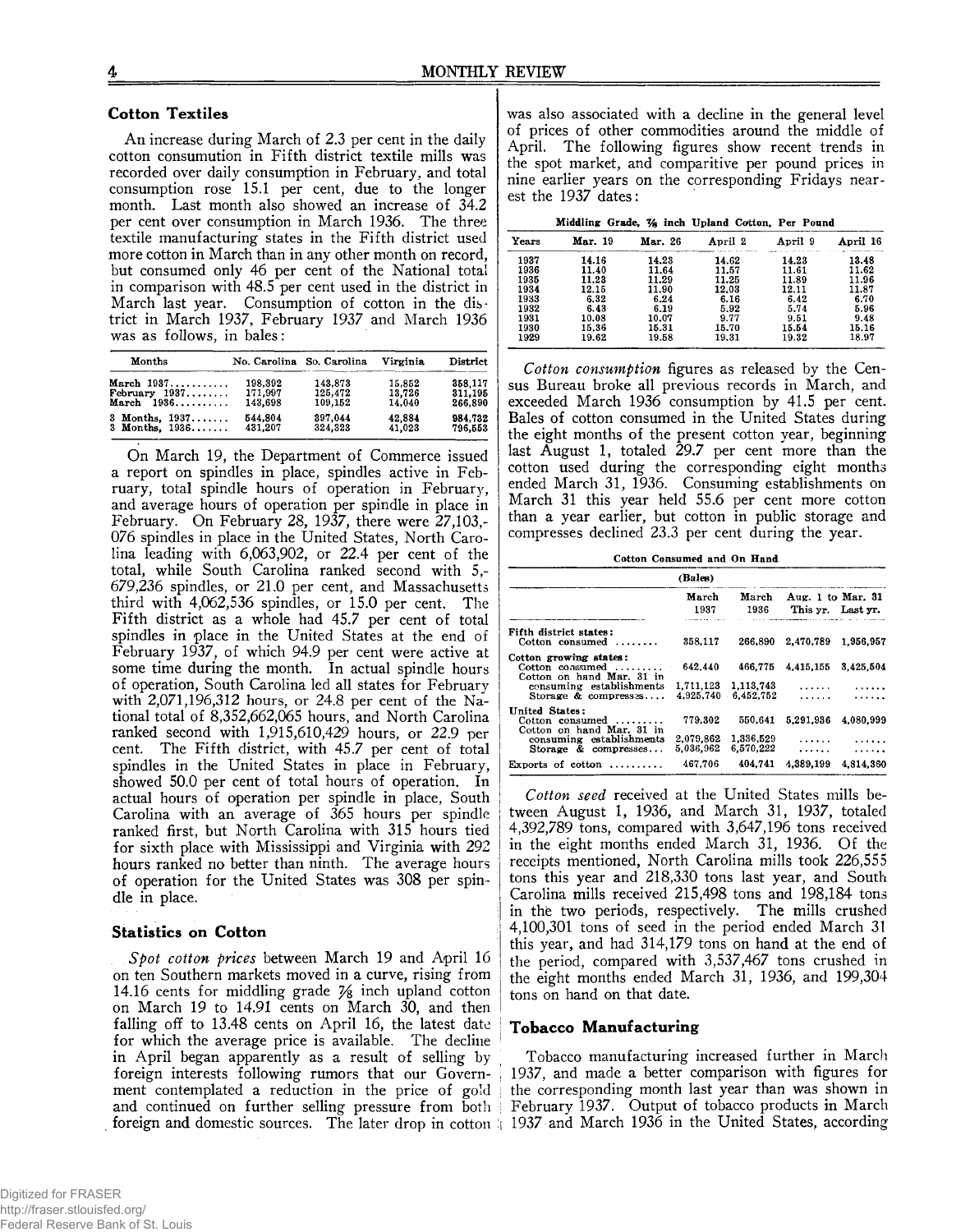## Cotton Textiles

An increase during March of 2.3 per cent in the daily cotton consumution in Fifth district textile mills was recorded over daily consumption in February, and total consumption rose 15.1 per cent, due to the longer month. Last month also showed an increase of 34.2 per cent over consumption in March 1936. The three textile manufacturing states in the Fifth district used more cotton in March than in any other month on record, but consumed only 46 per cent of the National total in comparison with 48.5 per cent used in the district in March last year. Consumption of cotton in the district in March 1937, February 1937 and March 1936 was as follows, in bales:

| Months | No. Carolina | So. Carolina | Virginia | District |
|---|---|---|---|---|
| March 1937 | 198,392 | 143,873 | 15,852 | 358,117 |
| February 1937 | 171,997 | 125,472 | 13,726 | 311,195 |
| March 1936 | 143,698 | 109,152 | 14,040 | 266,890 |
| 3 Months, 1937 | 544,804 | 397,044 | 42,884 | 984,732 |
| 3 Months, 1936 | 431,207 | 324,323 | 41,023 | 796,553 |

On March 19, the Department of Commerce issued a report on spindles in place, spindles active in February, total spindle hours of operation in February, and average hours of operation per spindle in place in February. On February 28, 1937, there were 27,103,076 spindles in place in the United States, North Carolina leading with 6,063,902, or 22.4 per cent of the total, while South Carolina ranked second with 5,679,236 spindles, or 21.0 per cent, and Massachusetts third with 4,062,536 spindles, or 15.0 per cent. The Fifth district as a whole had 45.7 per cent of total spindles in place in the United States at the end of February 1937, of which 94.9 per cent were active at some time during the month. In actual spindle hours of operation, South Carolina led all states for February with 2,071,196,312 hours, or 24.8 per cent of the National total of 8,352,662,065 hours, and North Carolina ranked second with 1,915,610,429 hours, or 22.9 per cent. The Fifth district, with 45.7 per cent of total spindles in the United States in place in February, showed 50.0 per cent of total hours of operation. In actual hours of operation per spindle in place, South Carolina with an average of 365 hours per spindle ranked first, but North Carolina with 315 hours tied for sixth place with Mississippi and Virginia with 292 hours ranked no better than ninth. The average hours of operation for the United States was 308 per spindle in place.

## Statistics on Cotton

*Spot cotton prices* between March 19 and April 16 on ten Southern markets moved in a curve, rising from 14.16 cents for middling grade ⅞ inch upland cotton on March 19 to 14.91 cents on March 30, and then falling off to 13.48 cents on April 16, the latest date for which the average price is available. The decline in April began apparently as a result of selling by foreign interests following rumors that our Government contemplated a reduction in the price of gold and continued on further selling pressure from both foreign and domestic sources. The later drop in cotton was also associated with a decline in the general level of prices of other commodities around the middle of April. The following figures show recent trends in the spot market, and comparitive per pound prices in nine earlier years on the corresponding Fridays nearest the 1937 dates:

**Middling Grade, ⅞ inch Upland Cotton, Per Pound**

| Years | Mar. 19 | Mar. 26 | April 2 | April 9 | April 16 |
|---|---|---|---|---|---|
| 1937 | 14.16 | 14.23 | 14.62 | 14.23 | 13.48 |
| 1936 | 11.40 | 11.64 | 11.57 | 11.61 | 11.62 |
| 1935 | 11.23 | 11.29 | 11.25 | 11.89 | 11.96 |
| 1934 | 12.15 | 11.90 | 12.03 | 12.11 | 11.87 |
| 1933 | 6.32 | 6.24 | 6.16 | 6.42 | 6.70 |
| 1932 | 6.43 | 6.19 | 5.92 | 5.74 | 5.96 |
| 1931 | 10.08 | 10.07 | 9.77 | 9.51 | 9.48 |
| 1930 | 15.36 | 15.31 | 15.70 | 15.54 | 15.16 |
| 1929 | 19.62 | 19.58 | 19.31 | 19.32 | 18.97 |

*Cotton consumption* figures as released by the Census Bureau broke all previous records in March, and exceeded March 1936 consumption by 41.5 per cent. Bales of cotton consumed in the United States during the eight months of the present cotton year, beginning last August 1, totaled 29.7 per cent more than the cotton used during the corresponding eight months ended March 31, 1936. Consuming establishments on March 31 this year held 55.6 per cent more cotton than a year earlier, but cotton in public storage and compresses declined 23.3 per cent during the year.

**Cotton Consumed and On Hand**

| (Bales) | March 1937 | March 1936 | Aug. 1 to Mar. 31 This yr. | Aug. 1 to Mar. 31 Last yr. |
|---|---|---|---|---|
| **Fifth district states:** | | | | |
| Cotton consumed | 358,117 | 266,890 | 2,470,789 | 1,956,957 |
| **Cotton growing states:** | | | | |
| Cotton consumed | 642,440 | 466,775 | 4,415,155 | 3,425,504 |
| Cotton on hand Mar. 31 in consuming establishments | 1,711,123 | 1,113,743 | ...... | ...... |
| Storage & compresses | 4,925,740 | 6,452,752 | ...... | ...... |
| **United States:** | | | | |
| Cotton consumed | 779,302 | 550,641 | 5,291,936 | 4,080,999 |
| Cotton on hand Mar. 31 in consuming establishments | 2,079,862 | 1,336,529 | ...... | ...... |
| Storage & compresses | 5,036,962 | 6,570,222 | ...... | ...... |
| Exports of cotton | 467,706 | 404,741 | 4,389,199 | 4,814,360 |

*Cotton seed* received at the United States mills between August 1, 1936, and March 31, 1937, totaled 4,392,789 tons, compared with 3,647,196 tons received in the eight months ended March 31, 1936. Of the receipts mentioned, North Carolina mills took 226,555 tons this year and 218,330 tons last year, and South Carolina mills received 215,498 tons and 198,184 tons in the two periods, respectively. The mills crushed 4,100,301 tons of seed in the period ended March 31 this year, and had 314,179 tons on hand at the end of the period, compared with 3,537,467 tons crushed in the eight months ended March 31, 1936, and 199,304 tons on hand on that date.

## Tobacco Manufacturing

Tobacco manufacturing increased further in March 1937, and made a better comparison with figures for the corresponding month last year than was shown in February 1937. Output of tobacco products in March 1937 and March 1936 in the United States, according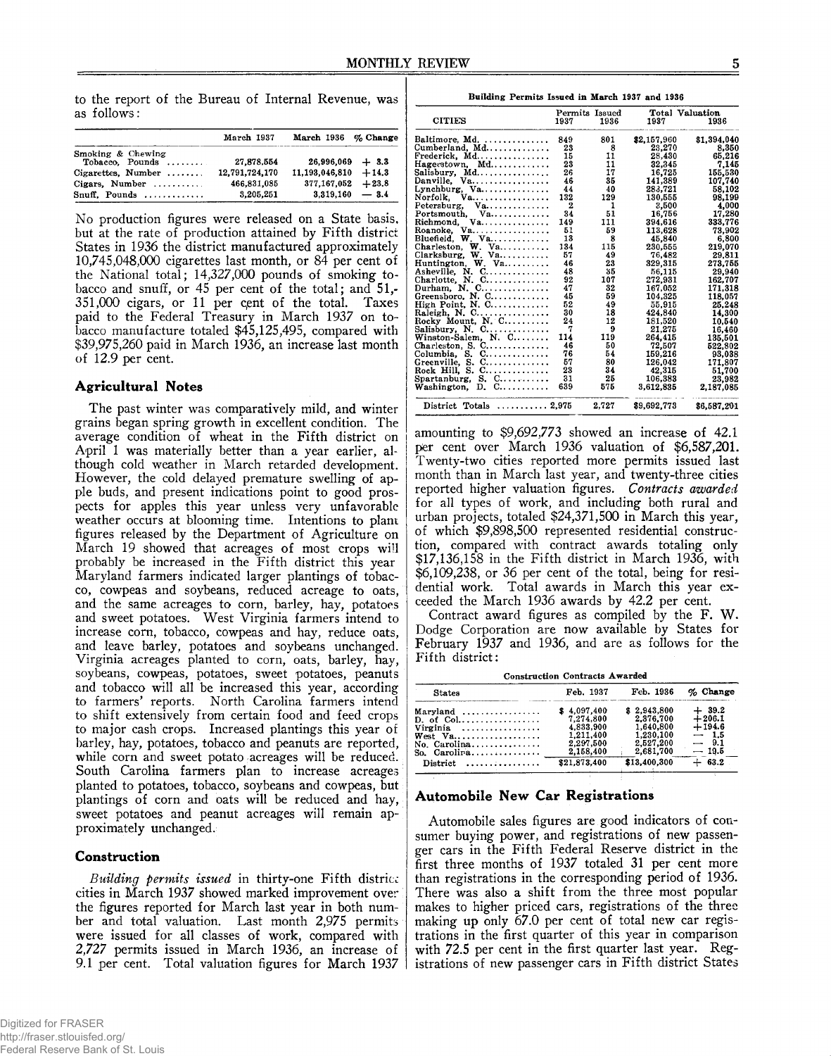to the report of the Bureau of Internal Revenue, was as follows:

| | March 1937 | March 1936 | % Change |
|---|---|---|---|
| Smoking & Chewing Tobacco, Pounds | 27,878,554 | 26,996,069 | + 3.3 |
| Cigarettes, Number | 12,791,724,170 | 11,193,046,810 | +14.3 |
| Cigars, Number | 466,831,085 | 377,167,052 | +23.8 |
| Snuff, Pounds | 3,205,251 | 3,319,160 | — 3.4 |

No production figures were released on a State basis, but at the rate of production attained by Fifth district States in 1936 the district manufactured approximately 10,745,048,000 cigarettes last month, or 84 per cent of the National total; 14,327,000 pounds of smoking tobacco and snuff, or 45 per cent of the total; and 51,351,000 cigars, or 11 per cent of the total. Taxes paid to the Federal Treasury in March 1937 on tobacco manufacture totaled $45,125,495, compared with $39,975,260 paid in March 1936, an increase last month of 12.9 per cent.

## Agricultural Notes

The past winter was comparatively mild, and winter grains began spring growth in excellent condition. The average condition of wheat in the Fifth district on April 1 was materially better than a year earlier, although cold weather in March retarded development. However, the cold delayed premature swelling of apple buds, and present indications point to good prospects for apples this year unless very unfavorable weather occurs at blooming time. Intentions to plant figures released by the Department of Agriculture on March 19 showed that acreages of most crops will probably be increased in the Fifth district this year Maryland farmers indicated larger plantings of tobacco, cowpeas and soybeans, reduced acreage to oats, and the same acreages to corn, barley, hay, potatoes and sweet potatoes. West Virginia farmers intend to increase corn, tobacco, cowpeas and hay, reduce oats, and leave barley, potatoes and soybeans unchanged. Virginia acreages planted to corn, oats, barley, hay, soybeans, cowpeas, potatoes, sweet potatoes, peanuts and tobacco will all be increased this year, according to farmers' reports. North Carolina farmers intend to shift extensively from certain food and feed crops to major cash crops. Increased plantings this year of barley, hay, potatoes, tobacco and peanuts are reported, while corn and sweet potato acreages will be reduced. South Carolina farmers plan to increase acreages planted to potatoes, tobacco, soybeans and cowpeas, but plantings of corn and oats will be reduced and hay, sweet potatoes and peanut acreages will remain approximately unchanged.

## Construction

*Building permits issued* in thirty-one Fifth district cities in March 1937 showed marked improvement over the figures reported for March last year in both number and total valuation. Last month 2,975 permits were issued for all classes of work, compared with 2,727 permits issued in March 1936, an increase of 9.1 per cent. Total valuation figures for March 1937

**Building Permits Issued in March 1937 and 1936**

| CITIES | Permits Issued 1937 | Permits Issued 1936 | Total Valuation 1937 | Total Valuation 1936 |
|---|---|---|---|---|
| Baltimore, Md. | 849 | 801 | $2,157,960 | $1,394,040 |
| Cumberland, Md. | 23 | 8 | 23,270 | 8,350 |
| Frederick, Md. | 15 | 11 | 28,480 | 65,216 |
| Hagerstown, Md. | 23 | 11 | 32,345 | 7,145 |
| Salisbury, Md. | 26 | 17 | 16,725 | 155,530 |
| Danville, Va. | 46 | 35 | 141,389 | 107,740 |
| Lynchburg, Va. | 44 | 40 | 283,721 | 58,102 |
| Norfolk, Va. | 132 | 129 | 130,555 | 98,199 |
| Petersburg, Va. | 2 | 1 | 3,500 | 4,000 |
| Portsmouth, Va. | 34 | 51 | 16,756 | 17,280 |
| Richmond, Va. | 149 | 111 | 394,616 | 333,776 |
| Roanoke, Va. | 51 | 59 | 113,628 | 73,902 |
| Bluefield, W. Va. | 13 | 8 | 45,840 | 6,800 |
| Charleston, W. Va. | 134 | 115 | 230,555 | 219,070 |
| Clarksburg, W. Va. | 57 | 49 | 76,482 | 29,811 |
| Huntington, W. Va. | 46 | 23 | 329,315 | 273,755 |
| Asheville, N. C. | 48 | 35 | 56,115 | 29,940 |
| Charlotte, N. C. | 92 | 107 | 272,931 | 162,707 |
| Durham, N. C. | 47 | 32 | 167,052 | 171,318 |
| Greensboro, N. C. | 45 | 59 | 104,325 | 118,057 |
| High Point, N. C. | 52 | 49 | 55,915 | 25,248 |
| Raleigh, N. C. | 30 | 18 | 424,840 | 14,300 |
| Rocky Mount, N. C. | 24 | 12 | 181,520 | 10,540 |
| Salisbury, N. C. | 7 | 9 | 21,275 | 16,460 |
| Winston-Salem, N. C. | 114 | 119 | 264,415 | 135,501 |
| Charleston, S. C. | 46 | 50 | 72,507 | 522,802 |
| Columbia, S. C. | 76 | 54 | 159,216 | 93,038 |
| Greenville, S. C. | 57 | 80 | 126,042 | 171,807 |
| Rock Hill, S. C. | 23 | 34 | 42,315 | 51,700 |
| Spartanburg, S. C. | 31 | 25 | 106,383 | 23,982 |
| Washington, D. C. | 639 | 575 | 3,612,835 | 2,187,085 |
| District Totals | 2,975 | 2,727 | $9,692,773 | $6,587,201 |

amounting to $9,692,773 showed an increase of 42.1 per cent over March 1936 valuation of $6,587,201. Twenty-two cities reported more permits issued last month than in March last year, and twenty-three cities reported higher valuation figures. *Contracts awarded* for all types of work, and including both rural and urban projects, totaled $24,371,500 in March this year, of which $9,898,500 represented residential construction, compared with contract awards totaling only $17,136,158 in the Fifth district in March 1936, with $6,109,238, or 36 per cent of the total, being for residential work. Total awards in March this year exceeded the March 1936 awards by 42.2 per cent.

Contract award figures as compiled by the F. W. Dodge Corporation are now available by States for February 1937 and 1936, and are as follows for the Fifth district:

**Construction Contracts Awarded**

| States | Feb. 1937 | Feb. 1936 | % Change |
|---|---|---|---|
| Maryland | $ 4,097,400 | $ 2,943,800 | + 39.2 |
| D. of Col. | 7,274,800 | 2,376,700 | +206.1 |
| Virginia | 4,833,900 | 1,640,800 | +194.6 |
| West Va. | 1,211,400 | 1,230,100 | — 1.5 |
| No. Carolina | 2,297,500 | 2,527,200 | — 9.1 |
| So. Carolina | 2,158,400 | 2,681,700 | — 19.5 |
| District | $21,873,400 | $13,400,300 | + 63.2 |

## Automobile New Car Registrations

Automobile sales figures are good indicators of consumer buying power, and registrations of new passenger cars in the Fifth Federal Reserve district in the first three months of 1937 totaled 31 per cent more than registrations in the corresponding period of 1936. There was also a shift from the three most popular makes to higher priced cars, registrations of the three making up only 67.0 per cent of total new car registrations in the first quarter of this year in comparison with 72.5 per cent in the first quarter last year. Registrations of new passenger cars in Fifth district States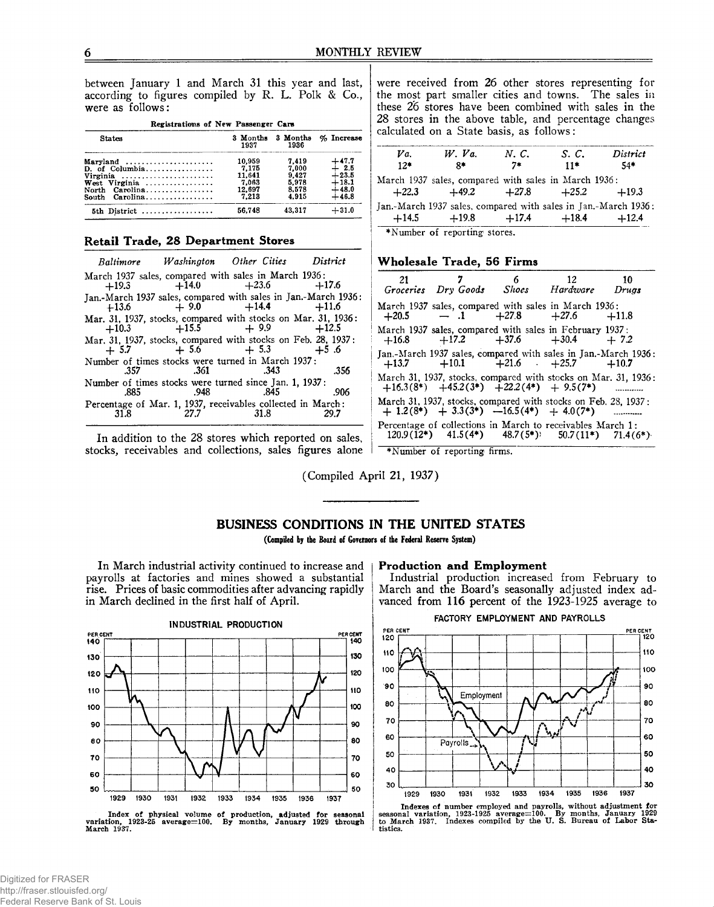between January 1 and March 31 this year and last, according to figures compiled by R. L. Polk & Co., were as follows:

**Registrations of New Passenger Cars**

| States | 3 Months 1937 | 3 Months 1936 | % Increase |
|---|---|---|---|
| Maryland | 10,959 | 7,419 | +47.7 |
| D. of Columbia | 7,175 | 7,000 | + 2.5 |
| Virginia | 11,641 | 9,427 | +23.5 |
| West Virginia | 7,063 | 5,978 | +18.1 |
| North Carolina | 12,697 | 8,578 | +48.0 |
| South Carolina | 7,213 | 4,915 | +46.8 |
| 5th District | 56,748 | 43,317 | +31.0 |

### Retail Trade, 28 Department Stores

| | *Baltimore* | *Washington* | *Other Cities* | *District* |
|---|---|---|---|---|
| March 1937 sales, compared with sales in March 1936: | +19.3 | +14.0 | +23.6 | +17.6 |
| Jan.-March 1937 sales, compared with sales in Jan.-March 1936: | +13.6 | + 9.0 | +14.4 | +11.6 |
| Mar. 31, 1937, stocks, compared with stocks on Mar. 31, 1936: | +10.3 | +15.5 | + 9.9 | +12.5 |
| Mar. 31, 1937, stocks, compared with stocks on Feb. 28, 1937: | + 5.7 | + 5.6 | + 5.3 | +5 .6 |
| Number of times stocks were turned in March 1937: | .357 | .361 | .343 | .356 |
| Number of times stocks were turned since Jan. 1, 1937: | .885 | .948 | .845 | .906 |
| Percentage of Mar. 1, 1937, receivables collected in March: | 31.8 | 27.7 | 31.8 | 29.7 |

In addition to the 28 stores which reported on sales, stocks, receivables and collections, sales figures alone were received from 26 other stores representing for the most part smaller cities and towns. The sales in these 26 stores have been combined with sales in the 28 stores in the above table, and percentage changes calculated on a State basis, as follows:

| | *Va.* 12* | *W. Va.* 8* | *N. C.* 7* | *S. C.* 11* | *District* 54* |
|---|---|---|---|---|---|
| March 1937 sales, compared with sales in March 1936: | +22.3 | +49.2 | +27.8 | +25.2 | +19.3 |
| Jan.-March 1937 sales, compared with sales in Jan.-March 1936: | +14.5 | +19.8 | +17.4 | +18.4 | +12.4 |

*Number of reporting stores.

### Wholesale Trade, 56 Firms

| | 21 *Groceries* | 7 *Dry Goods* | 6 *Shoes* | 12 *Hardware* | 10 *Drugs* |
|---|---|---|---|---|---|
| March 1937 sales, compared with sales in March 1936: | +20.5 | — .1 | +27.8 | +27.6 | +11.8 |
| March 1937 sales, compared with sales in February 1937: | +16.8 | +17.2 | +37.6 | +30.4 | + 7.2 |
| Jan.-March 1937 sales, compared with sales in Jan.-March 1936: | +13.7 | +10.1 | +21.6 | +25.7 | +10.7 |
| March 31, 1937, stocks, compared with stocks on Mar. 31, 1936: | +16.3(8*) | +45.2(3*) | +22.2(4*) | + 9.5(7*) | ........... |
| March 31, 1937, stocks, compared with stocks on Feb. 28, 1937: | + 1.2(8*) | + 3.3(3*) | —16.5(4*) | + 4.0(7*) | ........... |
| Percentage of collections in March to receivables March 1: | 120.9(12*) | 41.5(4*) | 48.7(5*) | 50.7(11*) | 71.4(6*) |

*Number of reporting firms.

(Compiled April 21, 1937)

## BUSINESS CONDITIONS IN THE UNITED STATES

**(Compiled by the Board of Governors of the Federal Reserve System)**

In March industrial activity continued to increase and payrolls at factories and mines showed a substantial rise. Prices of basic commodities after advancing rapidly in March declined in the first half of April.

**INDUSTRIAL PRODUCTION**

Index of physical volume of production, adjusted for seasonal variation, 1923-25 average=100. By months, January 1929 through March 1937.

### Production and Employment

Industrial production increased from February to March and the Board's seasonally adjusted index advanced from 116 percent of the 1923-1925 average to

**FACTORY EMPLOYMENT AND PAYROLLS**

Indexes of number employed and payrolls, without adjustment for seasonal variation, 1923-1925 average=100. By months, January 1929 to March 1937. Indexes compiled by the U. S. Bureau of Labor Statistics.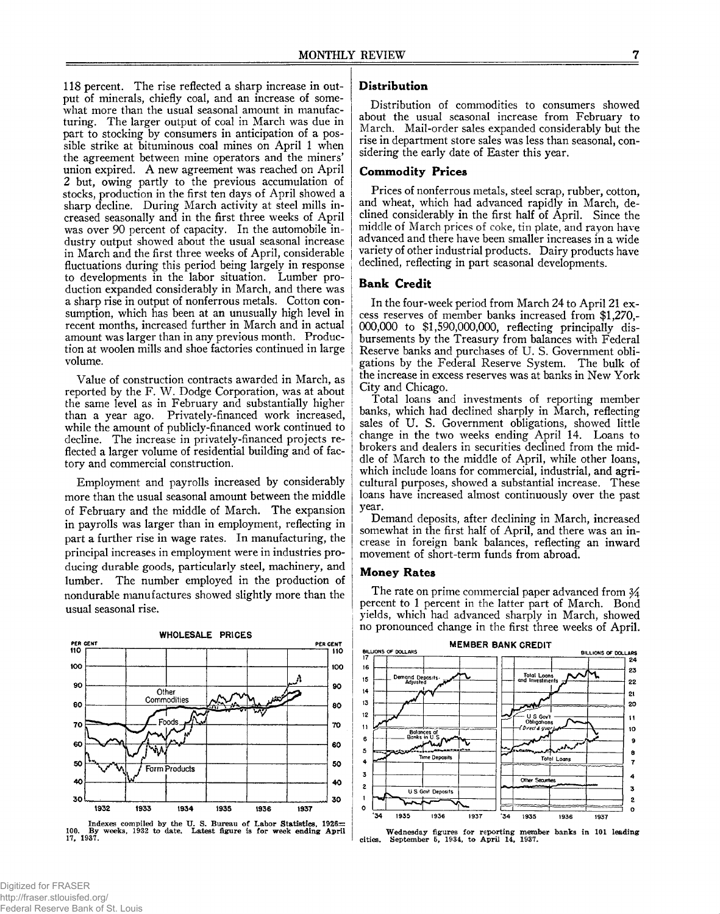118 percent. The rise reflected a sharp increase in output of minerals, chiefly coal, and an increase of somewhat more than the usual seasonal amount in manufacturing. The larger output of coal in March was due in part to stocking by consumers in anticipation of a possible strike at bituminous coal mines on April 1 when the agreement between mine operators and the miners' union expired. A new agreement was reached on April 2 but, owing partly to the previous accumulation of stocks, production in the first ten days of April showed a sharp decline. During March activity at steel mills increased seasonally and in the first three weeks of April was over 90 percent of capacity. In the automobile industry output showed about the usual seasonal increase in March and the first three weeks of April, considerable fluctuations during this period being largely in response to developments in the labor situation. Lumber production expanded considerably in March, and there was a sharp rise in output of nonferrous metals. Cotton consumption, which has been at an unusually high level in recent months, increased further in March and in actual amount was larger than in any previous month. Production at woolen mills and shoe factories continued in large volume.

Value of construction contracts awarded in March, as reported by the F. W. Dodge Corporation, was at about the same level as in February and substantially higher than a year ago. Privately-financed work increased, while the amount of publicly-financed work continued to decline. The increase in privately-financed projects reflected a larger volume of residential building and of factory and commercial construction.

Employment and payrolls increased by considerably more than the usual seasonal amount between the middle of February and the middle of March. The expansion in payrolls was larger than in employment, reflecting in part a further rise in wage rates. In manufacturing, the principal increases in employment were in industries producing durable goods, particularly steel, machinery, and lumber. The number employed in the production of nondurable manufactures showed slightly more than the usual seasonal rise.

WHOLESALE PRICES

PER CENT
110
100
90
80
70
60
50
40
30
Other Commodities
Foods
Farm Products
1932 1933 1934 1935 1936 1937

Indexes compiled by the U. S. Bureau of Labor Statistics, 1926=100. By weeks, 1932 to date. Latest figure is for week ending April 17, 1937.

## Distribution

Distribution of commodities to consumers showed about the usual seasonal increase from February to March. Mail-order sales expanded considerably but the rise in department store sales was less than seasonal, considering the early date of Easter this year.

## Commodity Prices

Prices of nonferrous metals, steel scrap, rubber, cotton, and wheat, which had advanced rapidly in March, declined considerably in the first half of April. Since the middle of March prices of coke, tin plate, and rayon have advanced and there have been smaller increases in a wide variety of other industrial products. Dairy products have declined, reflecting in part seasonal developments.

## Bank Credit

In the four-week period from March 24 to April 21 excess reserves of member banks increased from $1,270,000,000 to $1,590,000,000, reflecting principally disbursements by the Treasury from balances with Federal Reserve banks and purchases of U. S. Government obligations by the Federal Reserve System. The bulk of the increase in excess reserves was at banks in New York City and Chicago.

Total loans and investments of reporting member banks, which had declined sharply in March, reflecting sales of U. S. Government obligations, showed little change in the two weeks ending April 14. Loans to brokers and dealers in securities declined from the middle of March to the middle of April, while other loans, which include loans for commercial, industrial, and agricultural purposes, showed a substantial increase. These loans have increased almost continuously over the past year.

Demand deposits, after declining in March, increased somewhat in the first half of April, and there was an increase in foreign bank balances, reflecting an inward movement of short-term funds from abroad.

## Money Rates

The rate on prime commercial paper advanced from ¾ percent to 1 percent in the latter part of March. Bond yields, which had advanced sharply in March, showed no pronounced change in the first three weeks of April.

MEMBER BANK CREDIT

BILLIONS OF DOLLARS
17
16
15
14
13
12
11
6
5
4
3
2
1
0
Demand Deposits-Adjusted
Balances of Banks in U. S.
Time Deposits
U. S. Gov't Deposits
'34 1935 1936 1937

BILLIONS OF DOLLARS
24
23
22
21
20
11
10
9
8
7
4
3
2
0
Total Loans and Investments
U. S. Gov't Obligations (Direct & guar.)
Total Loans
Other Securities
'34 1935 1936 1937

Wednesday figures for reporting member banks in 101 leading cities. September 5, 1934, to April 14, 1937.